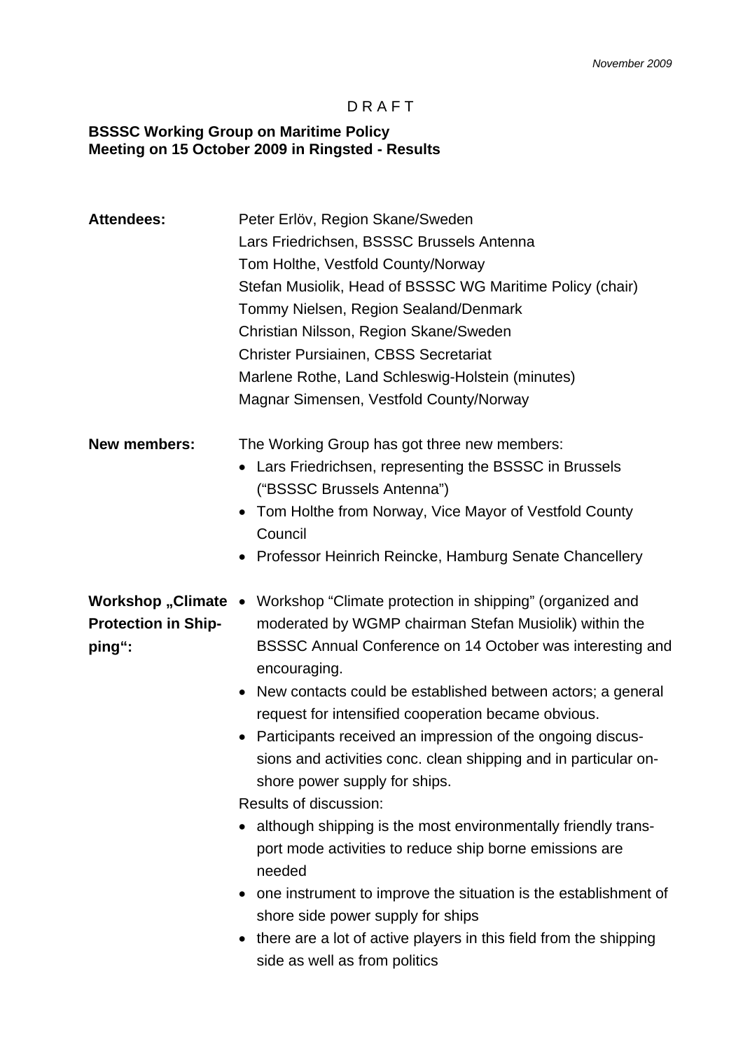*November 2009*

D R A F T

**BSSSC Working Group on Maritime Policy**
**Meeting on 15 October 2009 in Ringsted - Results**

**Attendees:**

Peter Erlöv, Region Skane/Sweden
Lars Friedrichsen, BSSSC Brussels Antenna
Tom Holthe, Vestfold County/Norway
Stefan Musiolik, Head of BSSSC WG Maritime Policy (chair)
Tommy Nielsen, Region Sealand/Denmark
Christian Nilsson, Region Skane/Sweden
Christer Pursiainen, CBSS Secretariat
Marlene Rothe, Land Schleswig-Holstein (minutes)
Magnar Simensen, Vestfold County/Norway

**New members:**

The Working Group has got three new members:

- Lars Friedrichsen, representing the BSSSC in Brussels ("BSSSC Brussels Antenna")
- Tom Holthe from Norway, Vice Mayor of Vestfold County Council
- Professor Heinrich Reincke, Hamburg Senate Chancellery

**Workshop „Climate Protection in Shipping":**

- Workshop "Climate protection in shipping" (organized and moderated by WGMP chairman Stefan Musiolik) within the BSSSC Annual Conference on 14 October was interesting and encouraging.
- New contacts could be established between actors; a general request for intensified cooperation became obvious.
- Participants received an impression of the ongoing discussions and activities conc. clean shipping and in particular onshore power supply for ships.

Results of discussion:

- although shipping is the most environmentally friendly transport mode activities to reduce ship borne emissions are needed
- one instrument to improve the situation is the establishment of shore side power supply for ships
- there are a lot of active players in this field from the shipping side as well as from politics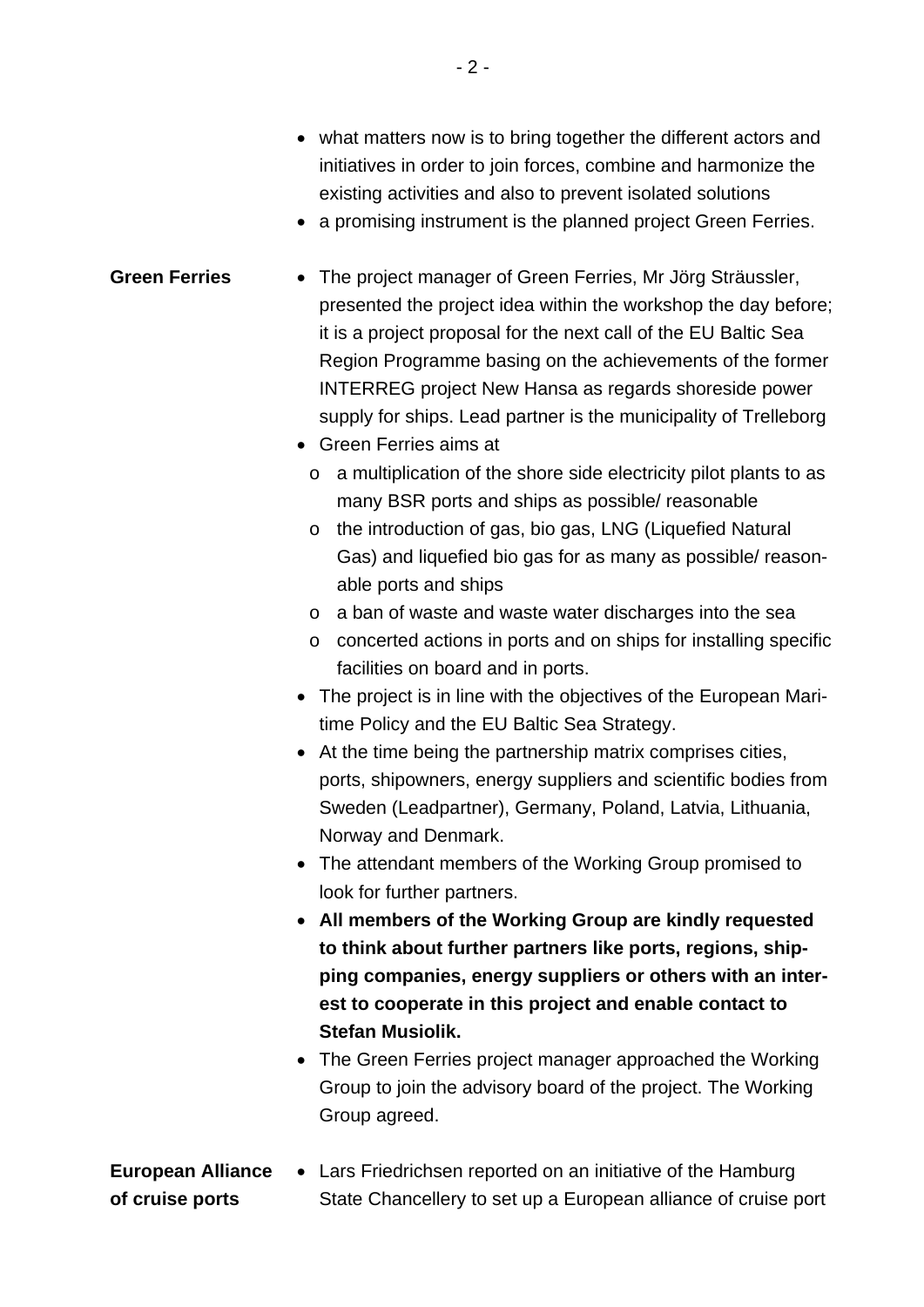- what matters now is to bring together the different actors and initiatives in order to join forces, combine and harmonize the existing activities and also to prevent isolated solutions
- a promising instrument is the planned project Green Ferries.

**Green Ferries**

- The project manager of Green Ferries, Mr Jörg Sträussler, presented the project idea within the workshop the day before; it is a project proposal for the next call of the EU Baltic Sea Region Programme basing on the achievements of the former INTERREG project New Hansa as regards shoreside power supply for ships. Lead partner is the municipality of Trelleborg
- Green Ferries aims at
  - a multiplication of the shore side electricity pilot plants to as many BSR ports and ships as possible/ reasonable
  - the introduction of gas, bio gas, LNG (Liquefied Natural Gas) and liquefied bio gas for as many as possible/ reasonable ports and ships
  - a ban of waste and waste water discharges into the sea
  - concerted actions in ports and on ships for installing specific facilities on board and in ports.
- The project is in line with the objectives of the European Maritime Policy and the EU Baltic Sea Strategy.
- At the time being the partnership matrix comprises cities, ports, shipowners, energy suppliers and scientific bodies from Sweden (Leadpartner), Germany, Poland, Latvia, Lithuania, Norway and Denmark.
- The attendant members of the Working Group promised to look for further partners.
- **All members of the Working Group are kindly requested to think about further partners like ports, regions, shipping companies, energy suppliers or others with an interest to cooperate in this project and enable contact to Stefan Musiolik.**
- The Green Ferries project manager approached the Working Group to join the advisory board of the project. The Working Group agreed.

**European Alliance of cruise ports**

- Lars Friedrichsen reported on an initiative of the Hamburg State Chancellery to set up a European alliance of cruise port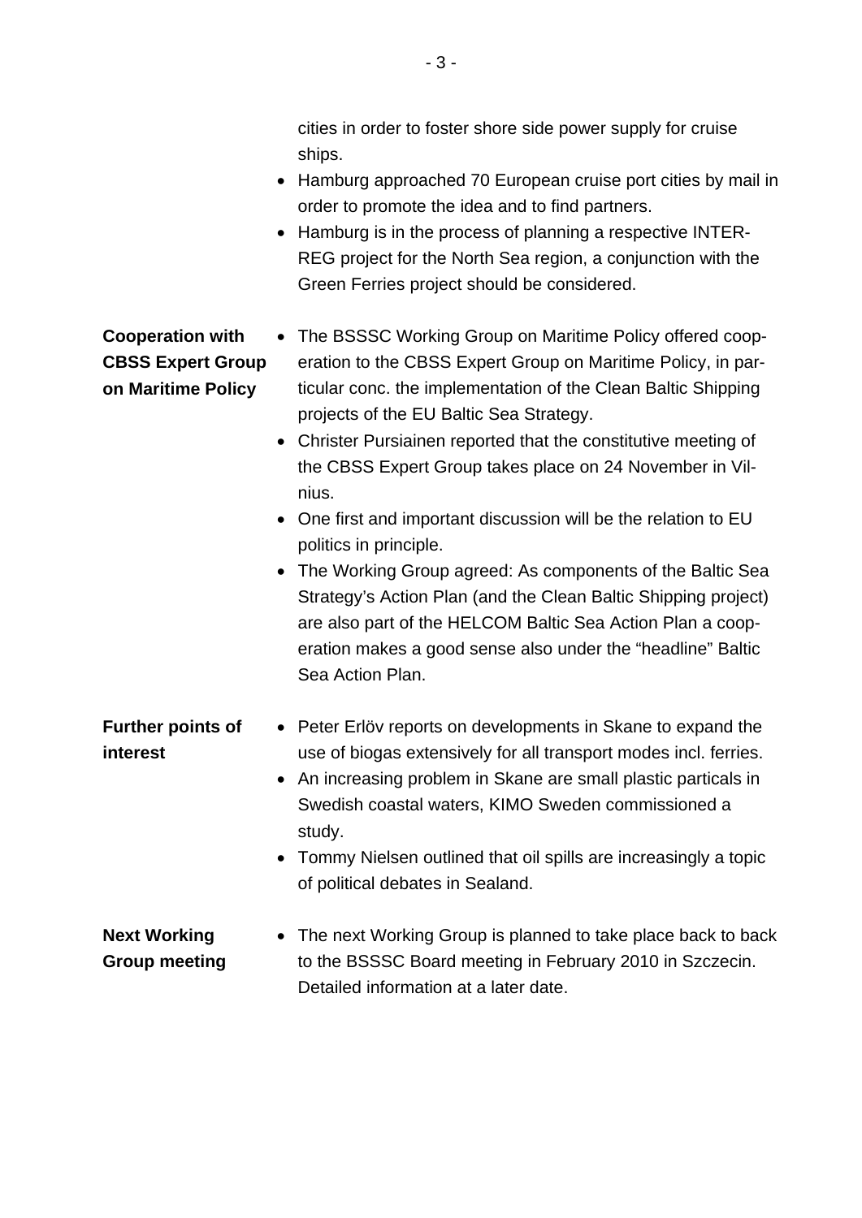cities in order to foster shore side power supply for cruise ships.
- Hamburg approached 70 European cruise port cities by mail in order to promote the idea and to find partners.
- Hamburg is in the process of planning a respective INTER-REG project for the North Sea region, a conjunction with the Green Ferries project should be considered.

**Cooperation with CBSS Expert Group on Maritime Policy**

- The BSSSC Working Group on Maritime Policy offered cooperation to the CBSS Expert Group on Maritime Policy, in particular conc. the implementation of the Clean Baltic Shipping projects of the EU Baltic Sea Strategy.
- Christer Pursiainen reported that the constitutive meeting of the CBSS Expert Group takes place on 24 November in Vilnius.
- One first and important discussion will be the relation to EU politics in principle.
- The Working Group agreed: As components of the Baltic Sea Strategy's Action Plan (and the Clean Baltic Shipping project) are also part of the HELCOM Baltic Sea Action Plan a cooperation makes a good sense also under the "headline" Baltic Sea Action Plan.

**Further points of interest**

- Peter Erlöv reports on developments in Skane to expand the use of biogas extensively for all transport modes incl. ferries.
- An increasing problem in Skane are small plastic particals in Swedish coastal waters, KIMO Sweden commissioned a study.
- Tommy Nielsen outlined that oil spills are increasingly a topic of political debates in Sealand.

**Next Working Group meeting**

- The next Working Group is planned to take place back to back to the BSSSC Board meeting in February 2010 in Szczecin. Detailed information at a later date.